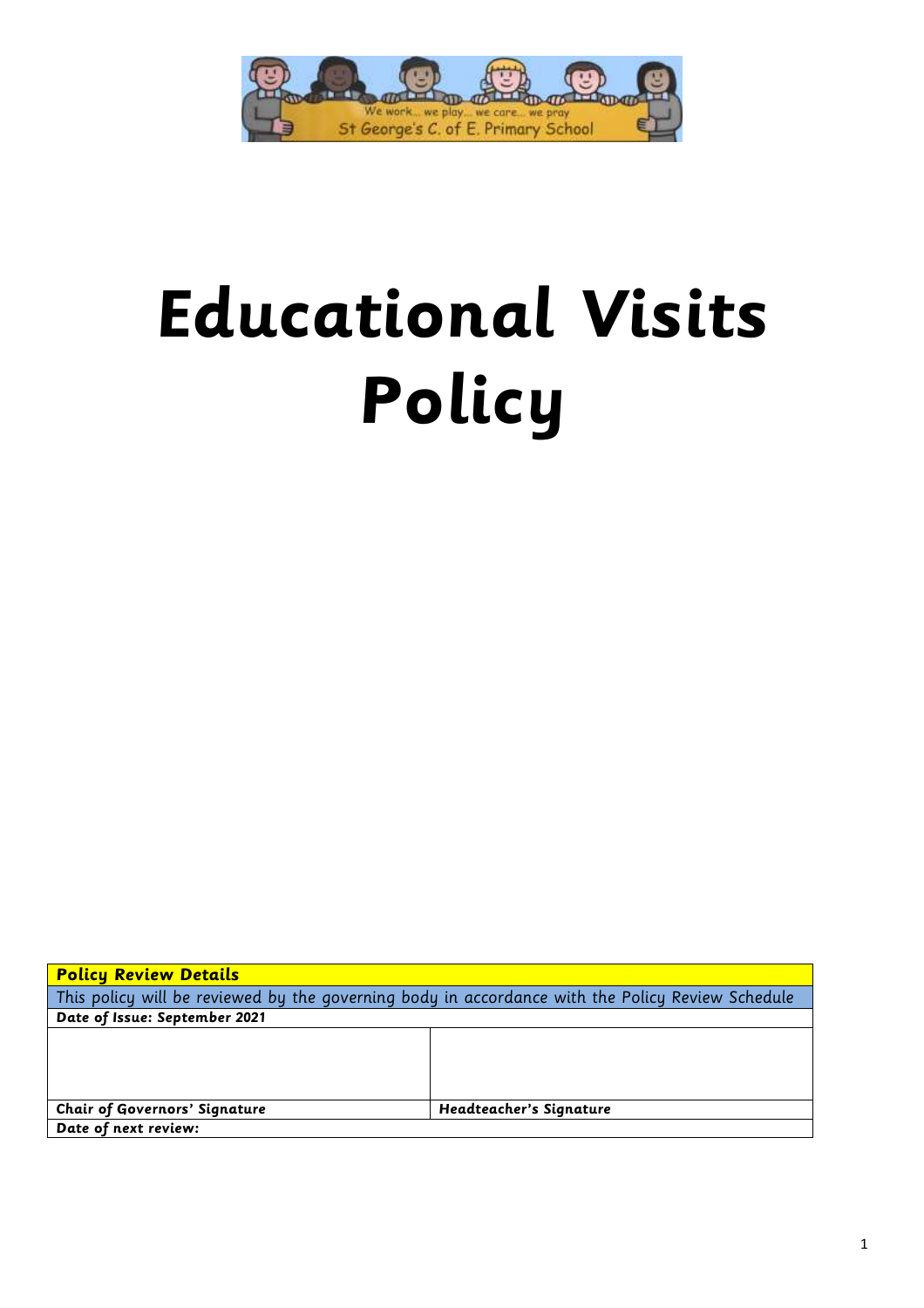We work... we play... we care... we pray
St George's C. of E. Primary School

# Educational Visits Policy

| **Policy Review Details** | |
|---|---|
| This policy will be reviewed by the governing body in accordance with the Policy Review Schedule | |
| **Date of Issue: September 2021** | |
| | |
| **Chair of Governors' Signature** | **Headteacher's Signature** |
| **Date of next review:** | |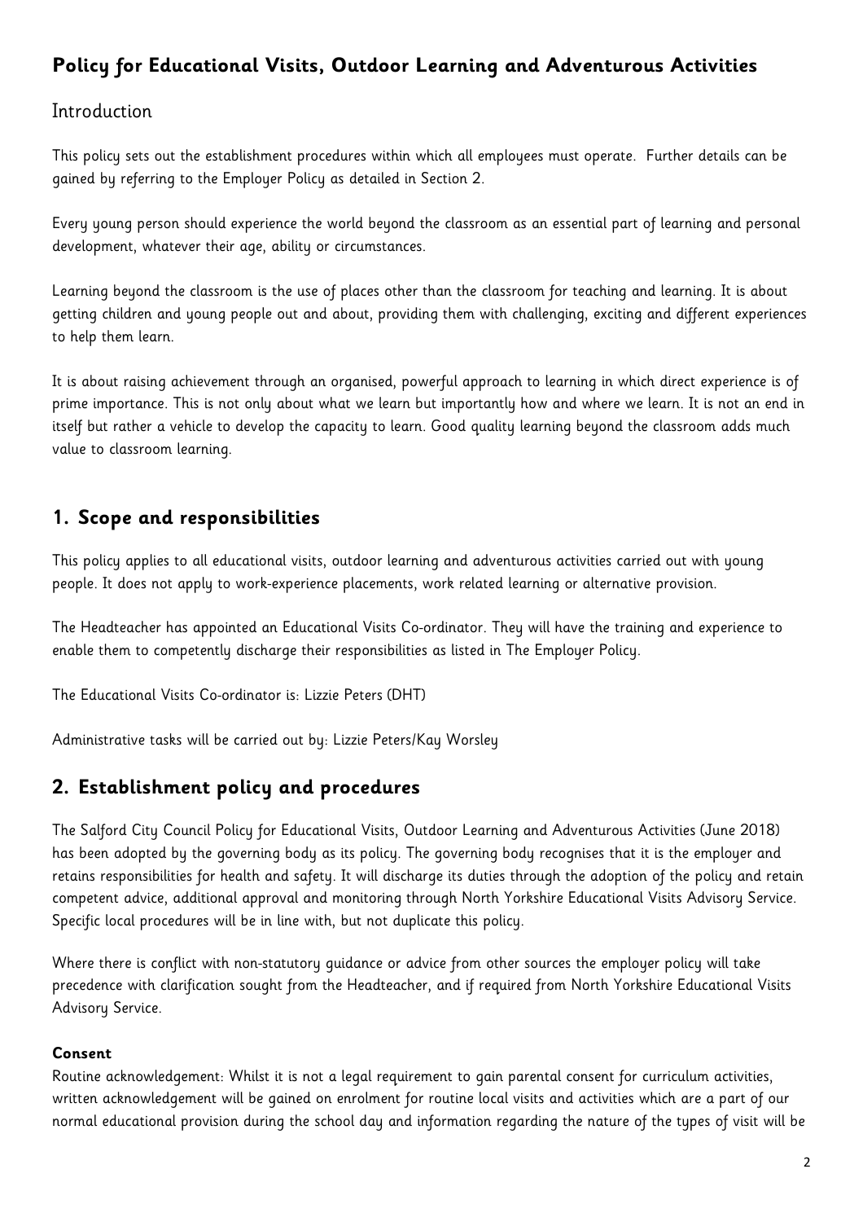## Policy for Educational Visits, Outdoor Learning and Adventurous Activities

### Introduction

This policy sets out the establishment procedures within which all employees must operate. Further details can be gained by referring to the Employer Policy as detailed in Section 2.

Every young person should experience the world beyond the classroom as an essential part of learning and personal development, whatever their age, ability or circumstances.

Learning beyond the classroom is the use of places other than the classroom for teaching and learning. It is about getting children and young people out and about, providing them with challenging, exciting and different experiences to help them learn.

It is about raising achievement through an organised, powerful approach to learning in which direct experience is of prime importance. This is not only about what we learn but importantly how and where we learn. It is not an end in itself but rather a vehicle to develop the capacity to learn. Good quality learning beyond the classroom adds much value to classroom learning.

## 1. Scope and responsibilities

This policy applies to all educational visits, outdoor learning and adventurous activities carried out with young people. It does not apply to work-experience placements, work related learning or alternative provision.

The Headteacher has appointed an Educational Visits Co-ordinator. They will have the training and experience to enable them to competently discharge their responsibilities as listed in The Employer Policy.

The Educational Visits Co-ordinator is: Lizzie Peters (DHT)

Administrative tasks will be carried out by: Lizzie Peters/Kay Worsley

## 2. Establishment policy and procedures

The Salford City Council Policy for Educational Visits, Outdoor Learning and Adventurous Activities (June 2018) has been adopted by the governing body as its policy. The governing body recognises that it is the employer and retains responsibilities for health and safety. It will discharge its duties through the adoption of the policy and retain competent advice, additional approval and monitoring through North Yorkshire Educational Visits Advisory Service. Specific local procedures will be in line with, but not duplicate this policy.

Where there is conflict with non-statutory guidance or advice from other sources the employer policy will take precedence with clarification sought from the Headteacher, and if required from North Yorkshire Educational Visits Advisory Service.

**Consent**

Routine acknowledgement: Whilst it is not a legal requirement to gain parental consent for curriculum activities, written acknowledgement will be gained on enrolment for routine local visits and activities which are a part of our normal educational provision during the school day and information regarding the nature of the types of visit will be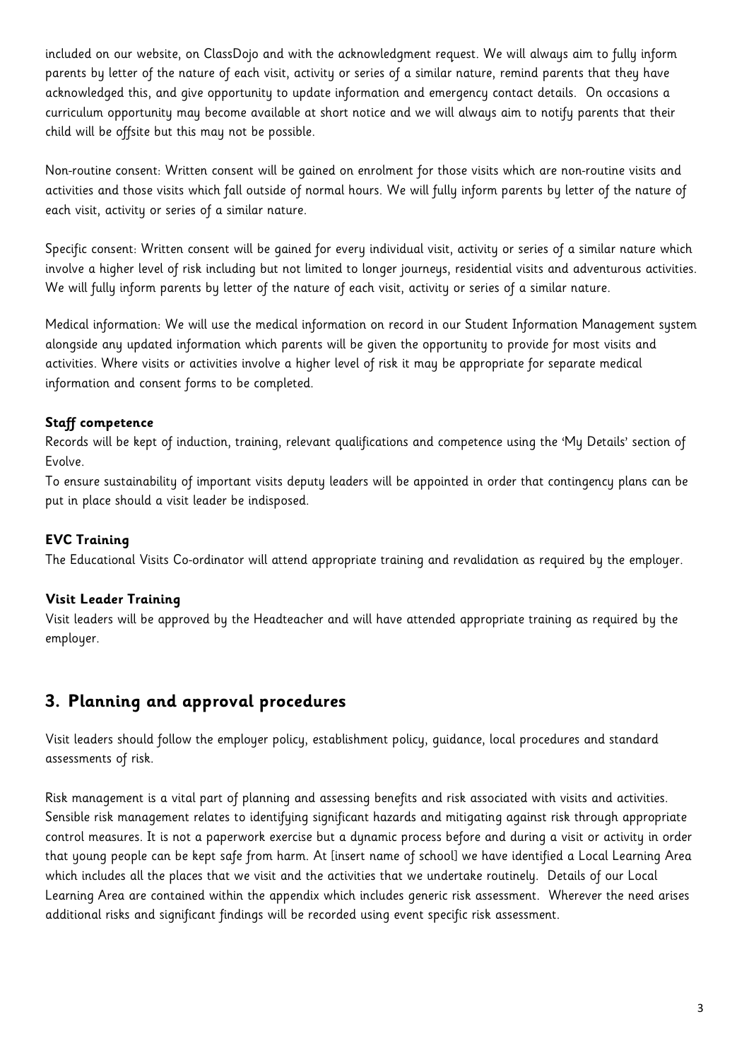included on our website, on ClassDojo and with the acknowledgment request. We will always aim to fully inform parents by letter of the nature of each visit, activity or series of a similar nature, remind parents that they have acknowledged this, and give opportunity to update information and emergency contact details. On occasions a curriculum opportunity may become available at short notice and we will always aim to notify parents that their child will be offsite but this may not be possible.

Non-routine consent: Written consent will be gained on enrolment for those visits which are non-routine visits and activities and those visits which fall outside of normal hours. We will fully inform parents by letter of the nature of each visit, activity or series of a similar nature.

Specific consent: Written consent will be gained for every individual visit, activity or series of a similar nature which involve a higher level of risk including but not limited to longer journeys, residential visits and adventurous activities. We will fully inform parents by letter of the nature of each visit, activity or series of a similar nature.

Medical information: We will use the medical information on record in our Student Information Management system alongside any updated information which parents will be given the opportunity to provide for most visits and activities. Where visits or activities involve a higher level of risk it may be appropriate for separate medical information and consent forms to be completed.

**Staff competence**

Records will be kept of induction, training, relevant qualifications and competence using the 'My Details' section of Evolve.

To ensure sustainability of important visits deputy leaders will be appointed in order that contingency plans can be put in place should a visit leader be indisposed.

**EVC Training**

The Educational Visits Co-ordinator will attend appropriate training and revalidation as required by the employer.

**Visit Leader Training**

Visit leaders will be approved by the Headteacher and will have attended appropriate training as required by the employer.

## 3. Planning and approval procedures

Visit leaders should follow the employer policy, establishment policy, guidance, local procedures and standard assessments of risk.

Risk management is a vital part of planning and assessing benefits and risk associated with visits and activities. Sensible risk management relates to identifying significant hazards and mitigating against risk through appropriate control measures. It is not a paperwork exercise but a dynamic process before and during a visit or activity in order that young people can be kept safe from harm. At [insert name of school] we have identified a Local Learning Area which includes all the places that we visit and the activities that we undertake routinely. Details of our Local Learning Area are contained within the appendix which includes generic risk assessment. Wherever the need arises additional risks and significant findings will be recorded using event specific risk assessment.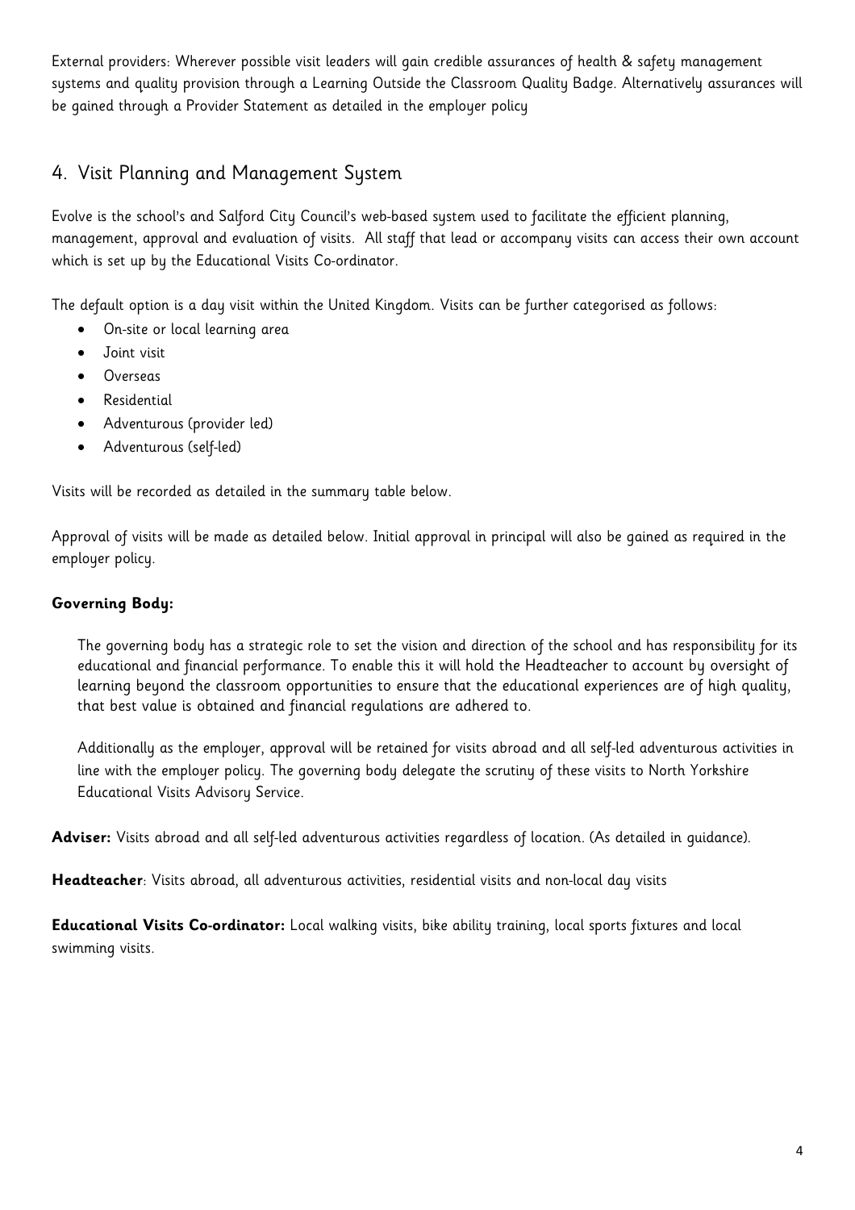External providers: Wherever possible visit leaders will gain credible assurances of health & safety management systems and quality provision through a Learning Outside the Classroom Quality Badge. Alternatively assurances will be gained through a Provider Statement as detailed in the employer policy

## 4. Visit Planning and Management System

Evolve is the school's and Salford City Council's web-based system used to facilitate the efficient planning, management, approval and evaluation of visits. All staff that lead or accompany visits can access their own account which is set up by the Educational Visits Co-ordinator.

The default option is a day visit within the United Kingdom. Visits can be further categorised as follows:

- On-site or local learning area
- Joint visit
- Overseas
- Residential
- Adventurous (provider led)
- Adventurous (self-led)

Visits will be recorded as detailed in the summary table below.

Approval of visits will be made as detailed below. Initial approval in principal will also be gained as required in the employer policy.

**Governing Body:**

The governing body has a strategic role to set the vision and direction of the school and has responsibility for its educational and financial performance. To enable this it will hold the Headteacher to account by oversight of learning beyond the classroom opportunities to ensure that the educational experiences are of high quality, that best value is obtained and financial regulations are adhered to.

Additionally as the employer, approval will be retained for visits abroad and all self-led adventurous activities in line with the employer policy. The governing body delegate the scrutiny of these visits to North Yorkshire Educational Visits Advisory Service.

**Adviser:** Visits abroad and all self-led adventurous activities regardless of location. (As detailed in guidance).

**Headteacher**: Visits abroad, all adventurous activities, residential visits and non-local day visits

**Educational Visits Co-ordinator:** Local walking visits, bike ability training, local sports fixtures and local swimming visits.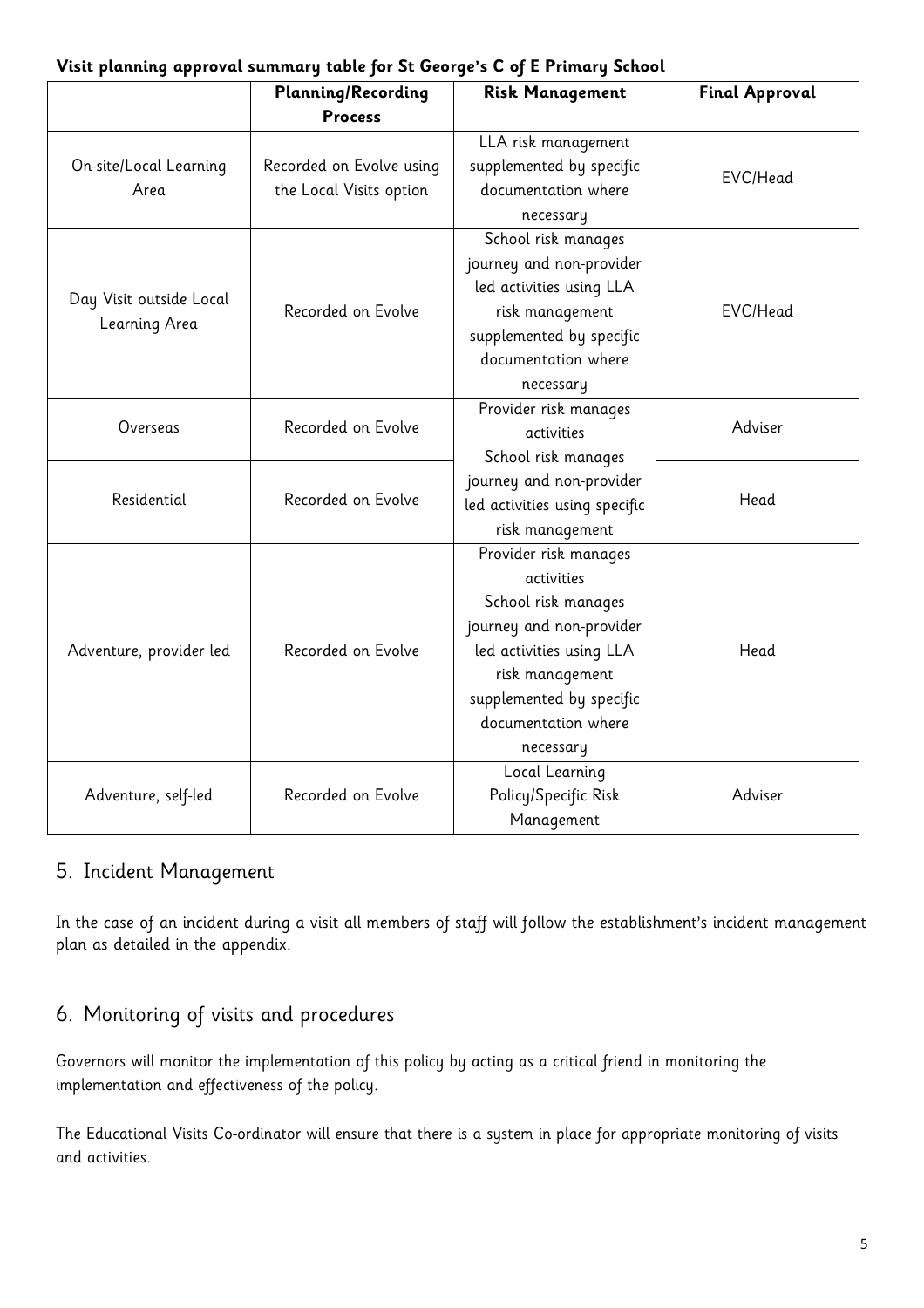**Visit planning approval summary table for St George's C of E Primary School**

| | Planning/Recording Process | Risk Management | Final Approval |
|---|---|---|---|
| On-site/Local Learning Area | Recorded on Evolve using the Local Visits option | LLA risk management supplemented by specific documentation where necessary | EVC/Head |
| Day Visit outside Local Learning Area | Recorded on Evolve | School risk manages journey and non-provider led activities using LLA risk management supplemented by specific documentation where necessary | EVC/Head |
| Overseas | Recorded on Evolve | Provider risk manages activities School risk manages journey and non-provider led activities using specific risk management | Adviser |
| Residential | Recorded on Evolve | | Head |
| Adventure, provider led | Recorded on Evolve | Provider risk manages activities School risk manages journey and non-provider led activities using LLA risk management supplemented by specific documentation where necessary | Head |
| Adventure, self-led | Recorded on Evolve | Local Learning Policy/Specific Risk Management | Adviser |

## 5. Incident Management

In the case of an incident during a visit all members of staff will follow the establishment's incident management plan as detailed in the appendix.

## 6. Monitoring of visits and procedures

Governors will monitor the implementation of this policy by acting as a critical friend in monitoring the implementation and effectiveness of the policy.

The Educational Visits Co-ordinator will ensure that there is a system in place for appropriate monitoring of visits and activities.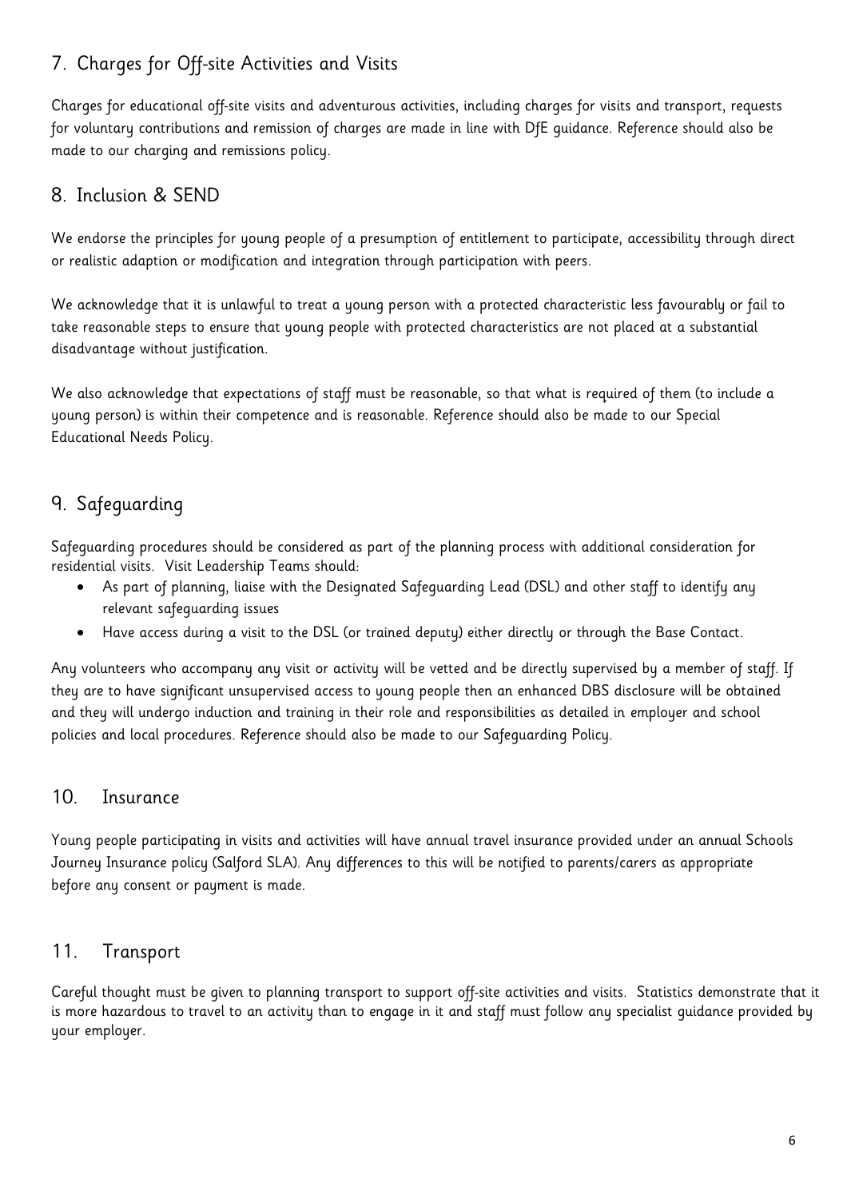## 7. Charges for Off-site Activities and Visits

Charges for educational off-site visits and adventurous activities, including charges for visits and transport, requests for voluntary contributions and remission of charges are made in line with DfE guidance. Reference should also be made to our charging and remissions policy.

## 8. Inclusion & SEND

We endorse the principles for young people of a presumption of entitlement to participate, accessibility through direct or realistic adaption or modification and integration through participation with peers.

We acknowledge that it is unlawful to treat a young person with a protected characteristic less favourably or fail to take reasonable steps to ensure that young people with protected characteristics are not placed at a substantial disadvantage without justification.

We also acknowledge that expectations of staff must be reasonable, so that what is required of them (to include a young person) is within their competence and is reasonable. Reference should also be made to our Special Educational Needs Policy.

## 9. Safeguarding

Safeguarding procedures should be considered as part of the planning process with additional consideration for residential visits. Visit Leadership Teams should:

- As part of planning, liaise with the Designated Safeguarding Lead (DSL) and other staff to identify any relevant safeguarding issues
- Have access during a visit to the DSL (or trained deputy) either directly or through the Base Contact.

Any volunteers who accompany any visit or activity will be vetted and be directly supervised by a member of staff. If they are to have significant unsupervised access to young people then an enhanced DBS disclosure will be obtained and they will undergo induction and training in their role and responsibilities as detailed in employer and school policies and local procedures. Reference should also be made to our Safeguarding Policy.

## 10. Insurance

Young people participating in visits and activities will have annual travel insurance provided under an annual Schools Journey Insurance policy (Salford SLA). Any differences to this will be notified to parents/carers as appropriate before any consent or payment is made.

## 11. Transport

Careful thought must be given to planning transport to support off-site activities and visits. Statistics demonstrate that it is more hazardous to travel to an activity than to engage in it and staff must follow any specialist guidance provided by your employer.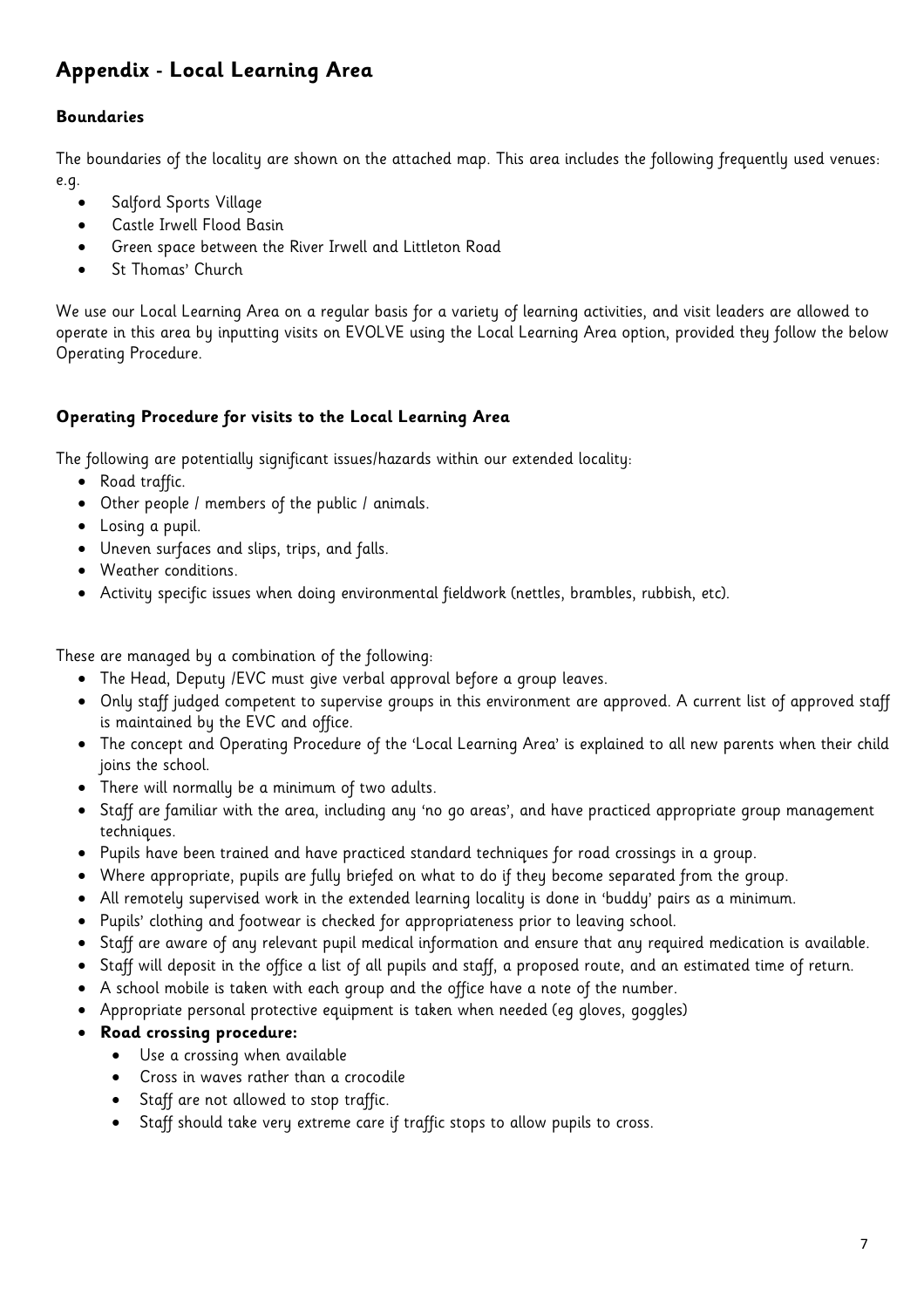# Appendix - Local Learning Area

### Boundaries

The boundaries of the locality are shown on the attached map. This area includes the following frequently used venues: e.g.

- Salford Sports Village
- Castle Irwell Flood Basin
- Green space between the River Irwell and Littleton Road
- St Thomas' Church

We use our Local Learning Area on a regular basis for a variety of learning activities, and visit leaders are allowed to operate in this area by inputting visits on EVOLVE using the Local Learning Area option, provided they follow the below Operating Procedure.

### Operating Procedure for visits to the Local Learning Area

The following are potentially significant issues/hazards within our extended locality:

- Road traffic.
- Other people / members of the public / animals.
- Losing a pupil.
- Uneven surfaces and slips, trips, and falls.
- Weather conditions.
- Activity specific issues when doing environmental fieldwork (nettles, brambles, rubbish, etc).

These are managed by a combination of the following:

- The Head, Deputy /EVC must give verbal approval before a group leaves.
- Only staff judged competent to supervise groups in this environment are approved. A current list of approved staff is maintained by the EVC and office.
- The concept and Operating Procedure of the 'Local Learning Area' is explained to all new parents when their child joins the school.
- There will normally be a minimum of two adults.
- Staff are familiar with the area, including any 'no go areas', and have practiced appropriate group management techniques.
- Pupils have been trained and have practiced standard techniques for road crossings in a group.
- Where appropriate, pupils are fully briefed on what to do if they become separated from the group.
- All remotely supervised work in the extended learning locality is done in 'buddy' pairs as a minimum.
- Pupils' clothing and footwear is checked for appropriateness prior to leaving school.
- Staff are aware of any relevant pupil medical information and ensure that any required medication is available.
- Staff will deposit in the office a list of all pupils and staff, a proposed route, and an estimated time of return.
- A school mobile is taken with each group and the office have a note of the number.
- Appropriate personal protective equipment is taken when needed (eg gloves, goggles)
- **Road crossing procedure:**
  - Use a crossing when available
  - Cross in waves rather than a crocodile
  - Staff are not allowed to stop traffic.
  - Staff should take very extreme care if traffic stops to allow pupils to cross.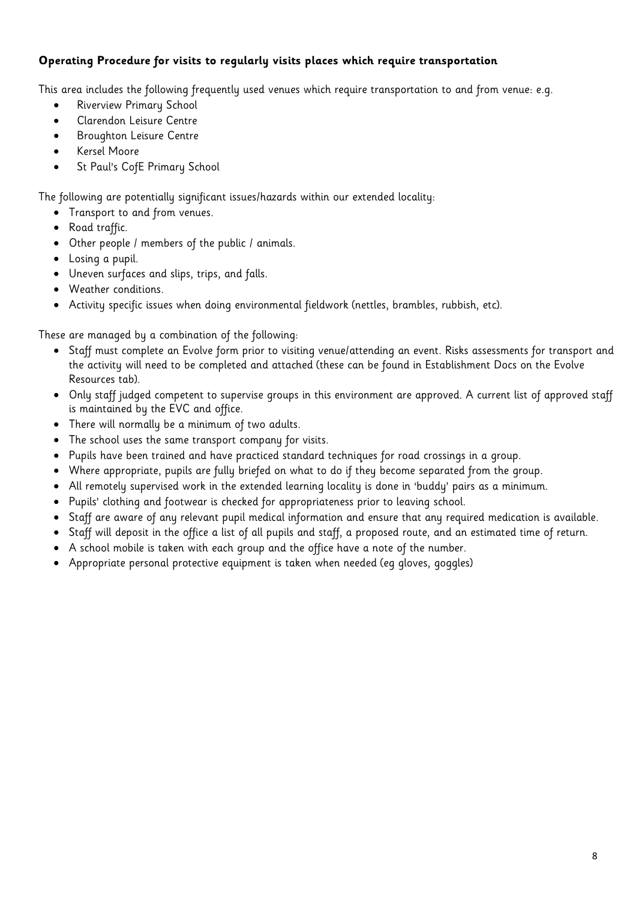**Operating Procedure for visits to regularly visits places which require transportation**

This area includes the following frequently used venues which require transportation to and from venue: e.g.

- Riverview Primary School
- Clarendon Leisure Centre
- Broughton Leisure Centre
- Kersel Moore
- St Paul's CofE Primary School

The following are potentially significant issues/hazards within our extended locality:

- Transport to and from venues.
- Road traffic.
- Other people / members of the public / animals.
- Losing a pupil.
- Uneven surfaces and slips, trips, and falls.
- Weather conditions.
- Activity specific issues when doing environmental fieldwork (nettles, brambles, rubbish, etc).

These are managed by a combination of the following:

- Staff must complete an Evolve form prior to visiting venue/attending an event. Risks assessments for transport and the activity will need to be completed and attached (these can be found in Establishment Docs on the Evolve Resources tab).
- Only staff judged competent to supervise groups in this environment are approved. A current list of approved staff is maintained by the EVC and office.
- There will normally be a minimum of two adults.
- The school uses the same transport company for visits.
- Pupils have been trained and have practiced standard techniques for road crossings in a group.
- Where appropriate, pupils are fully briefed on what to do if they become separated from the group.
- All remotely supervised work in the extended learning locality is done in 'buddy' pairs as a minimum.
- Pupils' clothing and footwear is checked for appropriateness prior to leaving school.
- Staff are aware of any relevant pupil medical information and ensure that any required medication is available.
- Staff will deposit in the office a list of all pupils and staff, a proposed route, and an estimated time of return.
- A school mobile is taken with each group and the office have a note of the number.
- Appropriate personal protective equipment is taken when needed (eg gloves, goggles)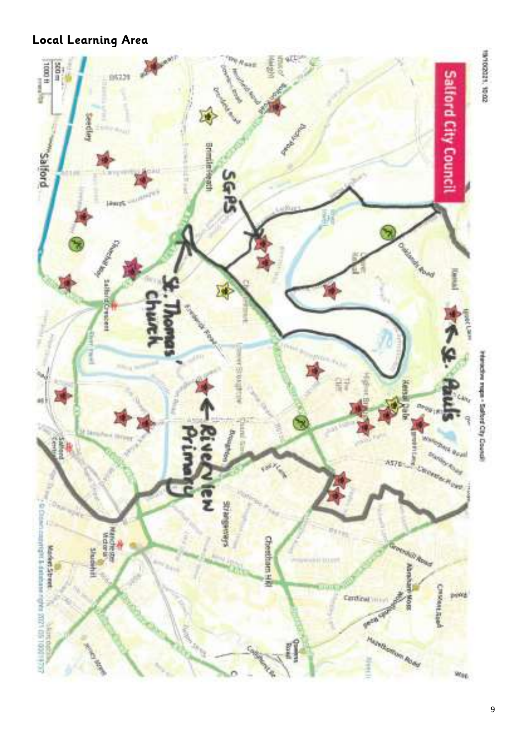## Local Learning Area

Salford City Council

SGPS

St. Thomas' Church

St. Pauls

Riverview Primary